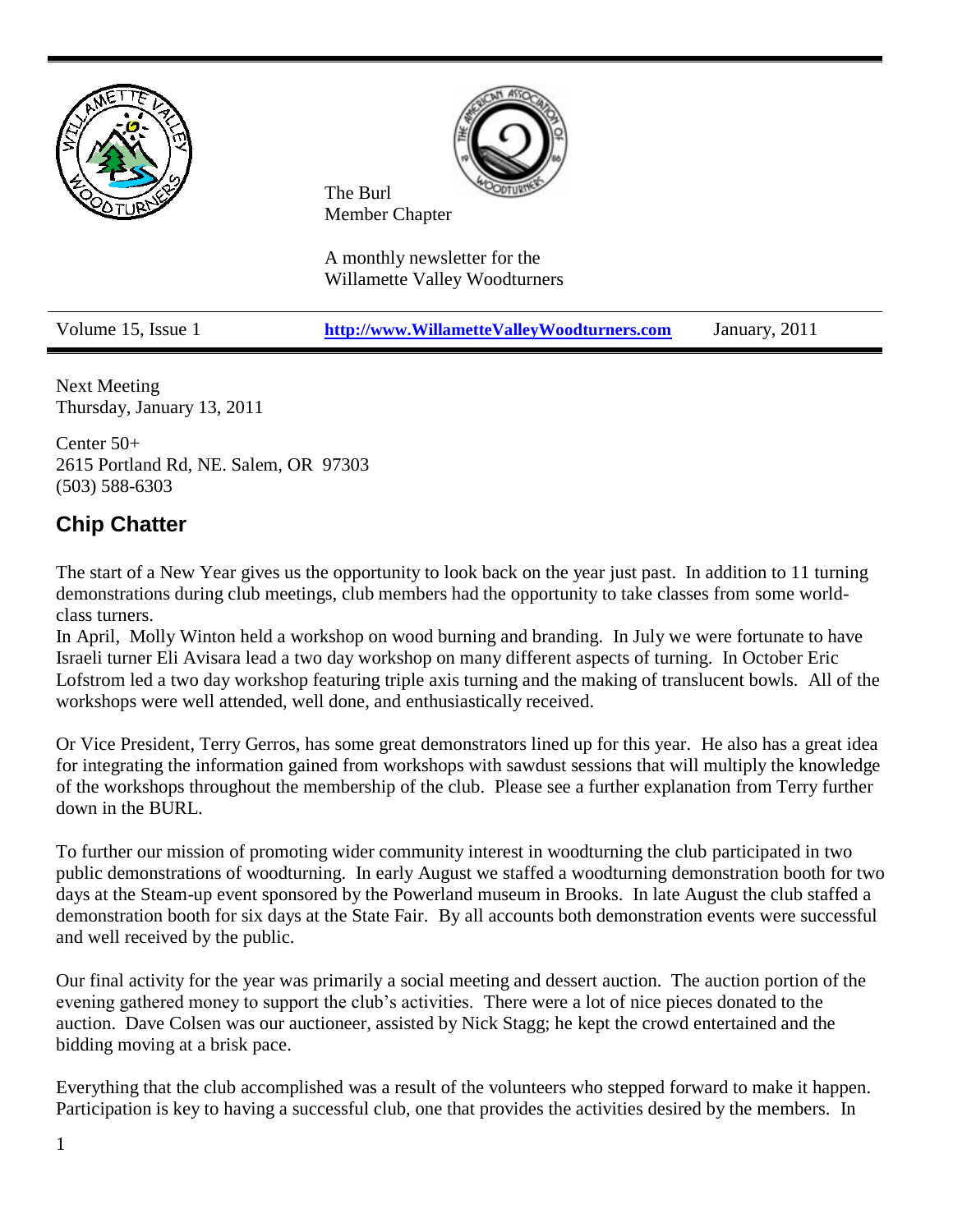The Burl
Member Chapter

A monthly newsletter for the
Willamette Valley Woodturners

Volume 15, Issue 1 | http://www.WillametteValleyWoodturners.com | January, 2011

Next Meeting
Thursday, January 13, 2011

Center 50+
2615 Portland Rd, NE. Salem, OR 97303
(503) 588-6303

## Chip Chatter

The start of a New Year gives us the opportunity to look back on the year just past. In addition to 11 turning demonstrations during club meetings, club members had the opportunity to take classes from some world-class turners.
In April, Molly Winton held a workshop on wood burning and branding. In July we were fortunate to have Israeli turner Eli Avisara lead a two day workshop on many different aspects of turning. In October Eric Lofstrom led a two day workshop featuring triple axis turning and the making of translucent bowls. All of the workshops were well attended, well done, and enthusiastically received.

Or Vice President, Terry Gerros, has some great demonstrators lined up for this year. He also has a great idea for integrating the information gained from workshops with sawdust sessions that will multiply the knowledge of the workshops throughout the membership of the club. Please see a further explanation from Terry further down in the BURL.

To further our mission of promoting wider community interest in woodturning the club participated in two public demonstrations of woodturning. In early August we staffed a woodturning demonstration booth for two days at the Steam-up event sponsored by the Powerland museum in Brooks. In late August the club staffed a demonstration booth for six days at the State Fair. By all accounts both demonstration events were successful and well received by the public.

Our final activity for the year was primarily a social meeting and dessert auction. The auction portion of the evening gathered money to support the club's activities. There were a lot of nice pieces donated to the auction. Dave Colsen was our auctioneer, assisted by Nick Stagg; he kept the crowd entertained and the bidding moving at a brisk pace.

Everything that the club accomplished was a result of the volunteers who stepped forward to make it happen. Participation is key to having a successful club, one that provides the activities desired by the members. In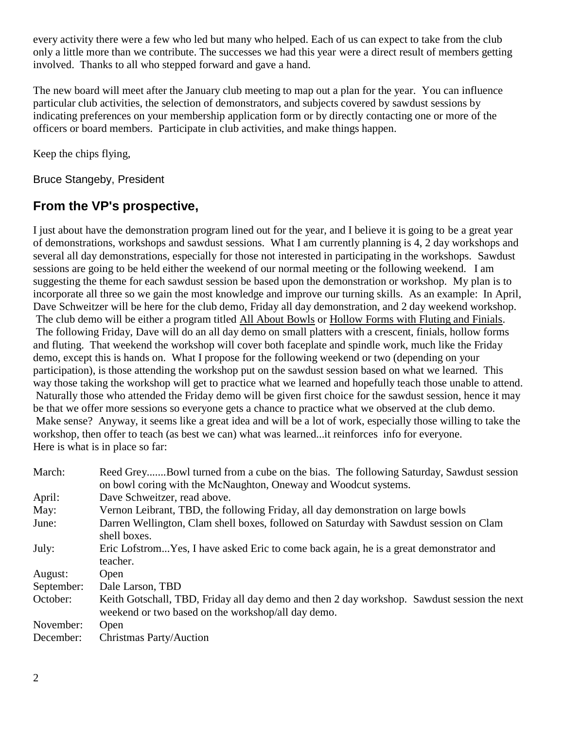every activity there were a few who led but many who helped. Each of us can expect to take from the club only a little more than we contribute. The successes we had this year were a direct result of members getting involved. Thanks to all who stepped forward and gave a hand.

The new board will meet after the January club meeting to map out a plan for the year. You can influence particular club activities, the selection of demonstrators, and subjects covered by sawdust sessions by indicating preferences on your membership application form or by directly contacting one or more of the officers or board members. Participate in club activities, and make things happen.

Keep the chips flying,

Bruce Stangeby, President

## From the VP's prospective,

I just about have the demonstration program lined out for the year, and I believe it is going to be a great year of demonstrations, workshops and sawdust sessions. What I am currently planning is 4, 2 day workshops and several all day demonstrations, especially for those not interested in participating in the workshops. Sawdust sessions are going to be held either the weekend of our normal meeting or the following weekend. I am suggesting the theme for each sawdust session be based upon the demonstration or workshop. My plan is to incorporate all three so we gain the most knowledge and improve our turning skills. As an example: In April, Dave Schweitzer will be here for the club demo, Friday all day demonstration, and 2 day weekend workshop. The club demo will be either a program titled <u>All About Bowls</u> or <u>Hollow Forms with Fluting and Finials</u>. The following Friday, Dave will do an all day demo on small platters with a crescent, finials, hollow forms and fluting. That weekend the workshop will cover both faceplate and spindle work, much like the Friday demo, except this is hands on. What I propose for the following weekend or two (depending on your participation), is those attending the workshop put on the sawdust session based on what we learned. This way those taking the workshop will get to practice what we learned and hopefully teach those unable to attend. Naturally those who attended the Friday demo will be given first choice for the sawdust session, hence it may be that we offer more sessions so everyone gets a chance to practice what we observed at the club demo. Make sense? Anyway, it seems like a great idea and will be a lot of work, especially those willing to take the workshop, then offer to teach (as best we can) what was learned...it reinforces info for everyone. Here is what is in place so far:

| | |
|---|---|
| March: | Reed Grey.......Bowl turned from a cube on the bias. The following Saturday, Sawdust session on bowl coring with the McNaughton, Oneway and Woodcut systems. |
| April: | Dave Schweitzer, read above. |
| May: | Vernon Leibrant, TBD, the following Friday, all day demonstration on large bowls |
| June: | Darren Wellington, Clam shell boxes, followed on Saturday with Sawdust session on Clam shell boxes. |
| July: | Eric Lofstrom...Yes, I have asked Eric to come back again, he is a great demonstrator and teacher. |
| August: | Open |
| September: | Dale Larson, TBD |
| October: | Keith Gotschall, TBD, Friday all day demo and then 2 day workshop. Sawdust session the next weekend or two based on the workshop/all day demo. |
| November: | Open |
| December: | Christmas Party/Auction |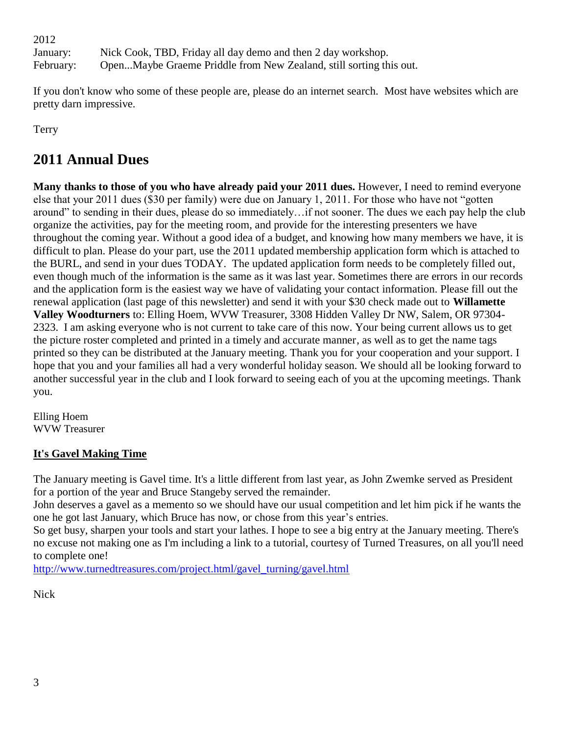2012

| | |
|---|---|
| January: | Nick Cook, TBD, Friday all day demo and then 2 day workshop. |
| February: | Open...Maybe Graeme Priddle from New Zealand, still sorting this out. |

If you don't know who some of these people are, please do an internet search. Most have websites which are pretty darn impressive.

Terry

## 2011 Annual Dues

**Many thanks to those of you who have already paid your 2011 dues.** However, I need to remind everyone else that your 2011 dues ($30 per family) were due on January 1, 2011. For those who have not "gotten around" to sending in their dues, please do so immediately…if not sooner. The dues we each pay help the club organize the activities, pay for the meeting room, and provide for the interesting presenters we have throughout the coming year. Without a good idea of a budget, and knowing how many members we have, it is difficult to plan. Please do your part, use the 2011 updated membership application form which is attached to the BURL, and send in your dues TODAY. The updated application form needs to be completely filled out, even though much of the information is the same as it was last year. Sometimes there are errors in our records and the application form is the easiest way we have of validating your contact information. Please fill out the renewal application (last page of this newsletter) and send it with your $30 check made out to **Willamette Valley Woodturners** to: Elling Hoem, WVW Treasurer, 3308 Hidden Valley Dr NW, Salem, OR 97304-2323. I am asking everyone who is not current to take care of this now. Your being current allows us to get the picture roster completed and printed in a timely and accurate manner, as well as to get the name tags printed so they can be distributed at the January meeting. Thank you for your cooperation and your support. I hope that you and your families all had a very wonderful holiday season. We should all be looking forward to another successful year in the club and I look forward to seeing each of you at the upcoming meetings. Thank you.

Elling Hoem
WVW Treasurer

**It's Gavel Making Time**

The January meeting is Gavel time. It's a little different from last year, as John Zwemke served as President for a portion of the year and Bruce Stangeby served the remainder.
John deserves a gavel as a memento so we should have our usual competition and let him pick if he wants the one he got last January, which Bruce has now, or chose from this year's entries.
So get busy, sharpen your tools and start your lathes. I hope to see a big entry at the January meeting. There's no excuse not making one as I'm including a link to a tutorial, courtesy of Turned Treasures, on all you'll need to complete one!
http://www.turnedtreasures.com/project.html/gavel_turning/gavel.html

Nick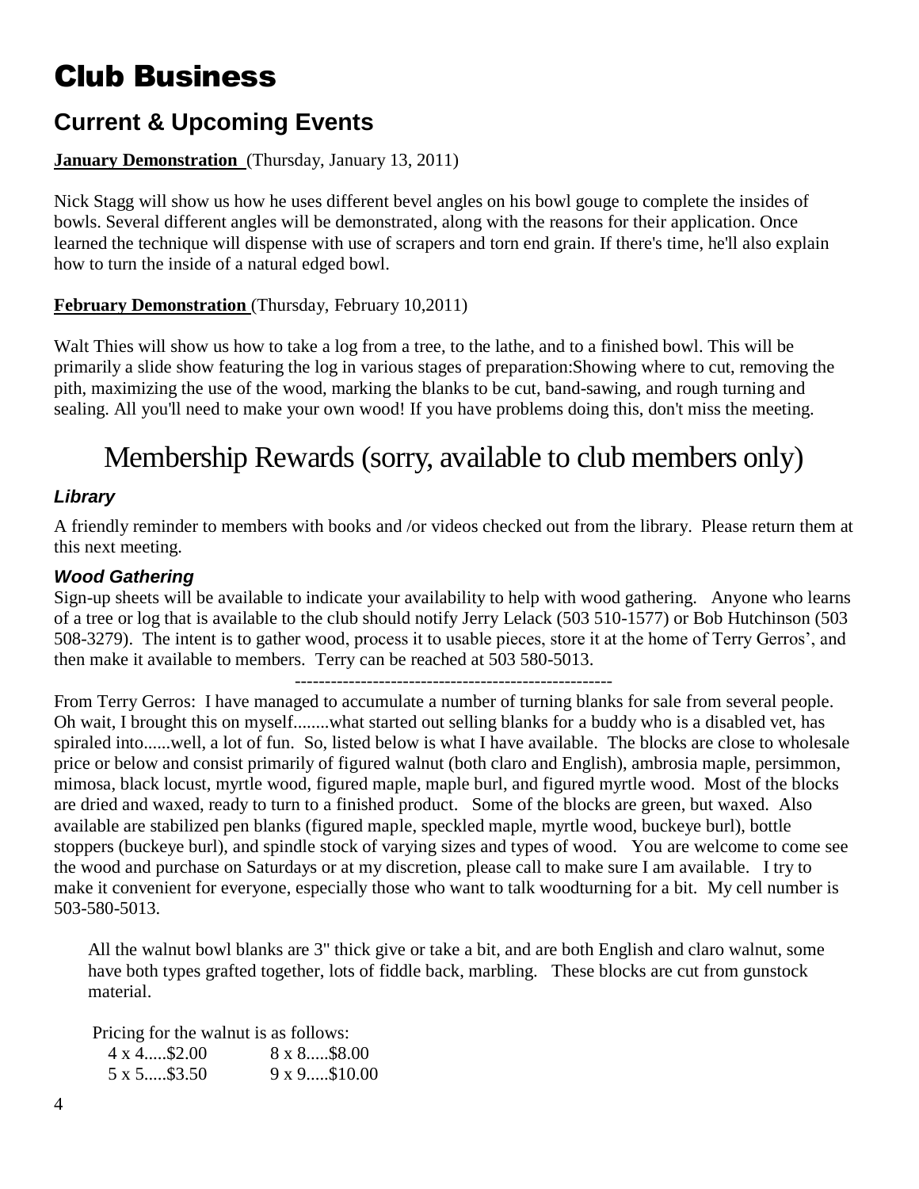# Club Business

## Current & Upcoming Events

**January Demonstration** (Thursday, January 13, 2011)

Nick Stagg will show us how he uses different bevel angles on his bowl gouge to complete the insides of bowls. Several different angles will be demonstrated, along with the reasons for their application. Once learned the technique will dispense with use of scrapers and torn end grain. If there's time, he'll also explain how to turn the inside of a natural edged bowl.

**February Demonstration** (Thursday, February 10,2011)

Walt Thies will show us how to take a log from a tree, to the lathe, and to a finished bowl. This will be primarily a slide show featuring the log in various stages of preparation:Showing where to cut, removing the pith, maximizing the use of the wood, marking the blanks to be cut, band-sawing, and rough turning and sealing. All you'll need to make your own wood! If you have problems doing this, don't miss the meeting.

## Membership Rewards (sorry, available to club members only)

### *Library*

A friendly reminder to members with books and /or videos checked out from the library. Please return them at this next meeting.

### *Wood Gathering*

Sign-up sheets will be available to indicate your availability to help with wood gathering. Anyone who learns of a tree or log that is available to the club should notify Jerry Lelack (503 510-1577) or Bob Hutchinson (503 508-3279). The intent is to gather wood, process it to usable pieces, store it at the home of Terry Gerros', and then make it available to members. Terry can be reached at 503 580-5013.

-----------------------------------------------------

From Terry Gerros: I have managed to accumulate a number of turning blanks for sale from several people. Oh wait, I brought this on myself........what started out selling blanks for a buddy who is a disabled vet, has spiraled into......well, a lot of fun. So, listed below is what I have available. The blocks are close to wholesale price or below and consist primarily of figured walnut (both claro and English), ambrosia maple, persimmon, mimosa, black locust, myrtle wood, figured maple, maple burl, and figured myrtle wood. Most of the blocks are dried and waxed, ready to turn to a finished product. Some of the blocks are green, but waxed. Also available are stabilized pen blanks (figured maple, speckled maple, myrtle wood, buckeye burl), bottle stoppers (buckeye burl), and spindle stock of varying sizes and types of wood. You are welcome to come see the wood and purchase on Saturdays or at my discretion, please call to make sure I am available. I try to make it convenient for everyone, especially those who want to talk woodturning for a bit. My cell number is 503-580-5013.

All the walnut bowl blanks are 3" thick give or take a bit, and are both English and claro walnut, some have both types grafted together, lots of fiddle back, marbling. These blocks are cut from gunstock material.

Pricing for the walnut is as follows:

| | |
|---|---|
| 4 x 4.....$2.00 | 8 x 8.....$8.00 |
| 5 x 5.....$3.50 | 9 x 9.....$10.00 |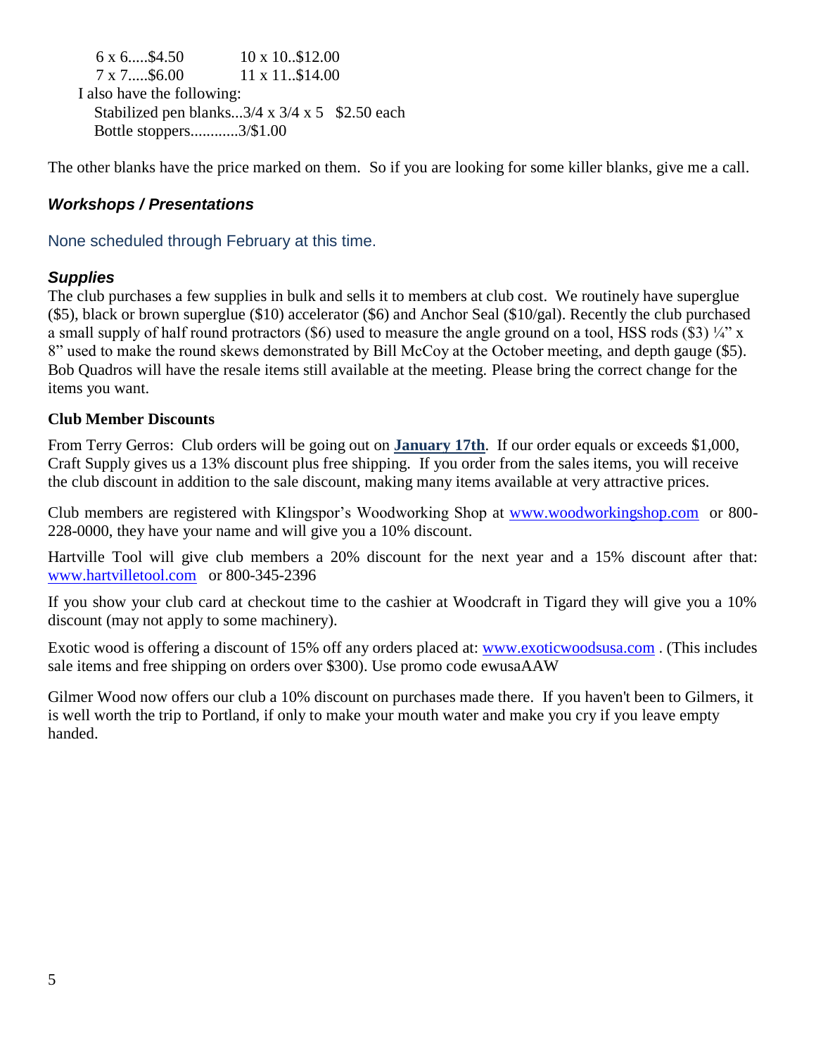6 x 6.....$4.50 10 x 10..$12.00
7 x 7.....$6.00 11 x 11..$14.00

I also have the following:

Stabilized pen blanks...3/4 x 3/4 x 5 $2.50 each
Bottle stoppers............3/$1.00

The other blanks have the price marked on them. So if you are looking for some killer blanks, give me a call.

### *Workshops / Presentations*

None scheduled through February at this time.

### *Supplies*

The club purchases a few supplies in bulk and sells it to members at club cost. We routinely have superglue ($5), black or brown superglue ($10) accelerator ($6) and Anchor Seal ($10/gal). Recently the club purchased a small supply of half round protractors ($6) used to measure the angle ground on a tool, HSS rods ($3) ¼" x 8" used to make the round skews demonstrated by Bill McCoy at the October meeting, and depth gauge ($5). Bob Quadros will have the resale items still available at the meeting. Please bring the correct change for the items you want.

**Club Member Discounts**

From Terry Gerros: Club orders will be going out on **January 17th**. If our order equals or exceeds $1,000, Craft Supply gives us a 13% discount plus free shipping. If you order from the sales items, you will receive the club discount in addition to the sale discount, making many items available at very attractive prices.

Club members are registered with Klingspor's Woodworking Shop at www.woodworkingshop.com or 800-228-0000, they have your name and will give you a 10% discount.

Hartville Tool will give club members a 20% discount for the next year and a 15% discount after that: www.hartvilletool.com or 800-345-2396

If you show your club card at checkout time to the cashier at Woodcraft in Tigard they will give you a 10% discount (may not apply to some machinery).

Exotic wood is offering a discount of 15% off any orders placed at: www.exoticwoodsusa.com . (This includes sale items and free shipping on orders over $300). Use promo code ewusaAAW

Gilmer Wood now offers our club a 10% discount on purchases made there. If you haven't been to Gilmers, it is well worth the trip to Portland, if only to make your mouth water and make you cry if you leave empty handed.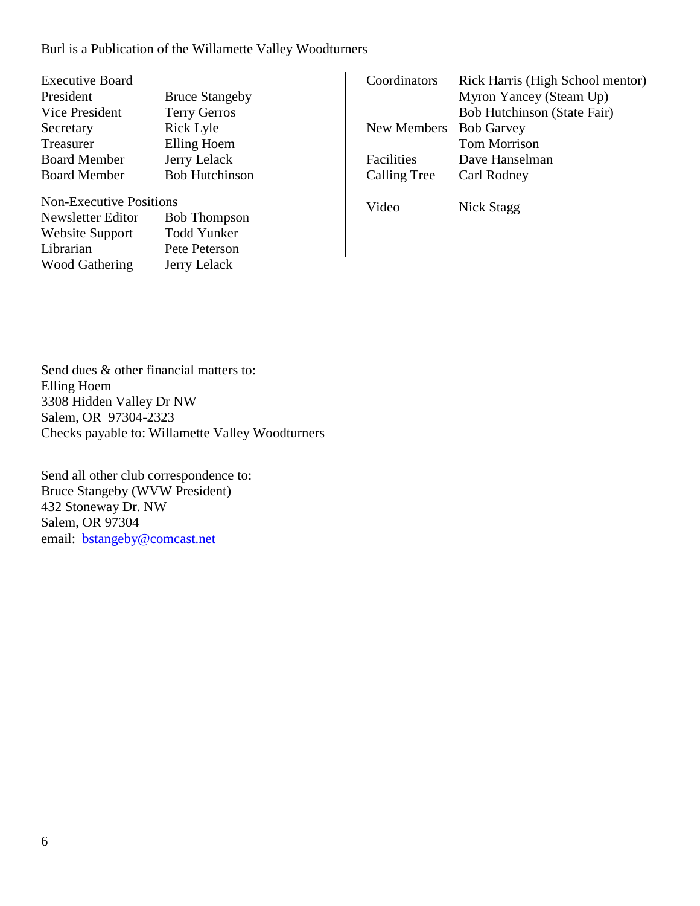Burl is a Publication of the Willamette Valley Woodturners

| Executive Board | |
|---|---|
| President | Bruce Stangeby |
| Vice President | Terry Gerros |
| Secretary | Rick Lyle |
| Treasurer | Elling Hoem |
| Board Member | Jerry Lelack |
| Board Member | Bob Hutchinson |

| Non-Executive Positions | |
|---|---|
| Newsletter Editor | Bob Thompson |
| Website Support | Todd Yunker |
| Librarian | Pete Peterson |
| Wood Gathering | Jerry Lelack |

| | |
|---|---|
| Coordinators | Rick Harris (High School mentor) |
| | Myron Yancey (Steam Up) |
| | Bob Hutchinson (State Fair) |
| New Members | Bob Garvey |
| | Tom Morrison |
| Facilities | Dave Hanselman |
| Calling Tree | Carl Rodney |
| Video | Nick Stagg |

Send dues & other financial matters to:
Elling Hoem
3308 Hidden Valley Dr NW
Salem, OR 97304-2323
Checks payable to: Willamette Valley Woodturners

Send all other club correspondence to:
Bruce Stangeby (WVW President)
432 Stoneway Dr. NW
Salem, OR 97304
email: bstangeby@comcast.net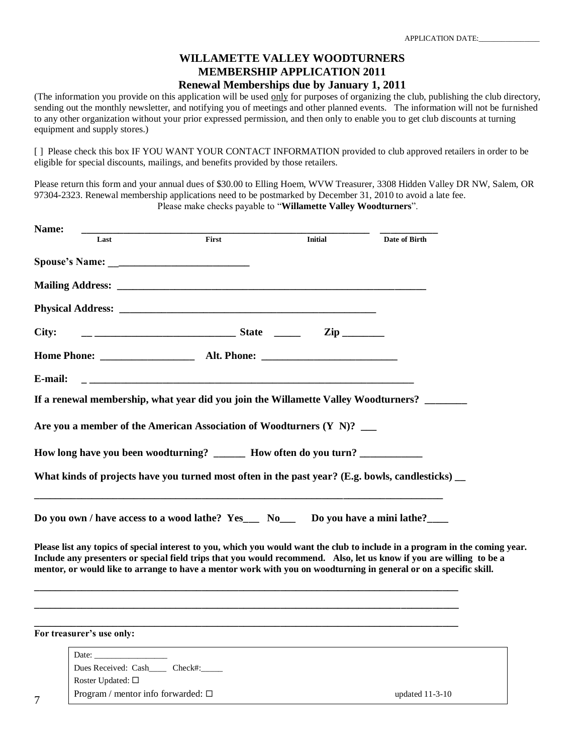APPLICATION DATE:_______________

# WILLAMETTE VALLEY WOODTURNERS
## MEMBERSHIP APPLICATION 2011
### Renewal Memberships due by January 1, 2011

(The information you provide on this application will be used only for purposes of organizing the club, publishing the club directory, sending out the monthly newsletter, and notifying you of meetings and other planned events. The information will not be furnished to any other organization without your prior expressed permission, and then only to enable you to get club discounts at turning equipment and supply stores.)

[ ] Please check this box IF YOU WANT YOUR CONTACT INFORMATION provided to club approved retailers in order to be eligible for special discounts, mailings, and benefits provided by those retailers.

Please return this form and your annual dues of $30.00 to Elling Hoem, WVW Treasurer, 3308 Hidden Valley DR NW, Salem, OR 97304-2323. Renewal membership applications need to be postmarked by December 31, 2010 to avoid a late fee.
Please make checks payable to "**Willamette Valley Woodturners**".

**Name:** ________________________________________________________ ___________
**Last** **First** **Initial** **Date of Birth**

**Spouse's Name:** __________________________

**Mailing Address:** ______________________________________________________________

**Physical Address:** ___________________________________________________

**City:** __ ___________________________ **State** _____ **Zip** ________

**Home Phone:** __________________ **Alt. Phone:** __________________________

**E-mail:** _ ______________________________________________________________

**If a renewal membership, what year did you join the Willamette Valley Woodturners?** ________

**Are you a member of the American Association of Woodturners (Y N)?** ___

**How long have you been woodturning?** ______ **How often do you turn?** ___________

**What kinds of projects have you turned most often in the past year? (E.g. bowls, candlesticks)** __

_______________________________________________________________________________

**Do you own / have access to a wood lathe? Yes___ No___ Do you have a mini lathe?____**

**Please list any topics of special interest to you, which you would want the club to include in a program in the coming year. Include any presenters or special field trips that you would recommend. Also, let us know if you are willing to be a mentor, or would like to arrange to have a mentor work with you on woodturning in general or on a specific skill.**

_______________________________________________________________________________

_______________________________________________________________________________

_______________________________________________________________________________

**For treasurer's use only:**

Date: _________________
Dues Received: Cash____ Check#:_____
Roster Updated: ☐
Program / mentor info forwarded: ☐ updated 11-3-10